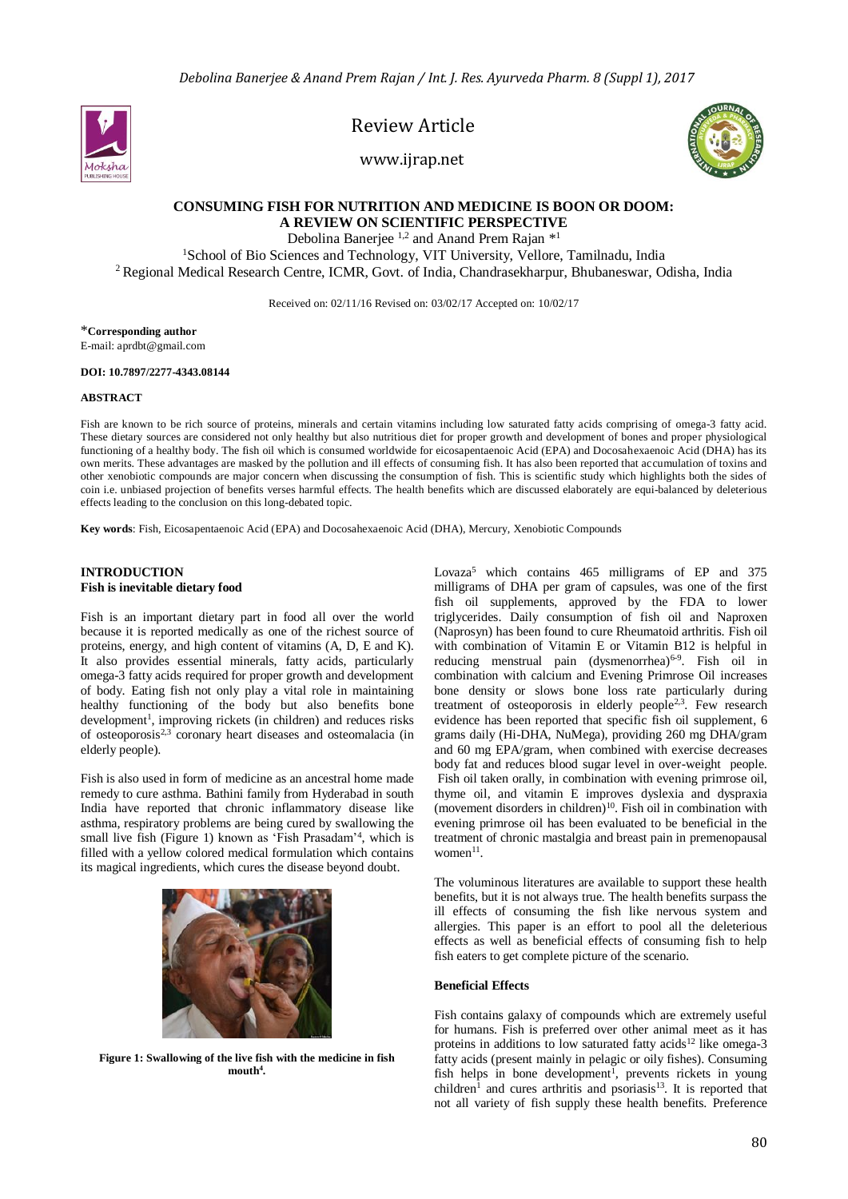Review Article

www.ijrap.net

# CONSUMING FISH FOR NUTRITION AND MEDICINE IS BOON OR DOOM: A REVIEW ON SCIENTIFIC PERSPECTIVE

Debolina Banerjee [1,2] and Anand Prem Rajan *[1]

[1]School of Bio Sciences and Technology, VIT University, Vellore, Tamilnadu, India

[2] Regional Medical Research Centre, ICMR, Govt. of India, Chandrasekharpur, Bhubaneswar, Odisha, India

Received on: 02/11/16 Revised on: 03/02/17 Accepted on: 10/02/17

***Corresponding author**
E-mail: aprdbt@gmail.com

**DOI: 10.7897/2277-4343.08144**

**ABSTRACT**

Fish are known to be rich source of proteins, minerals and certain vitamins including low saturated fatty acids comprising of omega-3 fatty acid. These dietary sources are considered not only healthy but also nutritious diet for proper growth and development of bones and proper physiological functioning of a healthy body. The fish oil which is consumed worldwide for eicosapentaenoic Acid (EPA) and Docosahexaenoic Acid (DHA) has its own merits. These advantages are masked by the pollution and ill effects of consuming fish. It has also been reported that accumulation of toxins and other xenobiotic compounds are major concern when discussing the consumption of fish. This is scientific study which highlights both the sides of coin i.e. unbiased projection of benefits verses harmful effects. The health benefits which are discussed elaborately are equi-balanced by deleterious effects leading to the conclusion on this long-debated topic.

**Key words**: Fish, Eicosapentaenoic Acid (EPA) and Docosahexaenoic Acid (DHA), Mercury, Xenobiotic Compounds

## INTRODUCTION

### Fish is inevitable dietary food

Fish is an important dietary part in food all over the world because it is reported medically as one of the richest source of proteins, energy, and high content of vitamins (A, D, E and K). It also provides essential minerals, fatty acids, particularly omega-3 fatty acids required for proper growth and development of body. Eating fish not only play a vital role in maintaining healthy functioning of the body but also benefits bone development[1], improving rickets (in children) and reduces risks of osteoporosis[2,3] coronary heart diseases and osteomalacia (in elderly people).

Fish is also used in form of medicine as an ancestral home made remedy to cure asthma. Bathini family from Hyderabad in south India have reported that chronic inflammatory disease like asthma, respiratory problems are being cured by swallowing the small live fish (Figure 1) known as 'Fish Prasadam'[4], which is filled with a yellow colored medical formulation which contains its magical ingredients, which cures the disease beyond doubt.

**Figure 1: Swallowing of the live fish with the medicine in fish mouth[4].**

Lovaza[5] which contains 465 milligrams of EP and 375 milligrams of DHA per gram of capsules, was one of the first fish oil supplements, approved by the FDA to lower triglycerides. Daily consumption of fish oil and Naproxen (Naprosyn) has been found to cure Rheumatoid arthritis. Fish oil with combination of Vitamin E or Vitamin B12 is helpful in reducing menstrual pain (dysmenorrhea)[6-9]. Fish oil in combination with calcium and Evening Primrose Oil increases bone density or slows bone loss rate particularly during treatment of osteoporosis in elderly people[2,3]. Few research evidence has been reported that specific fish oil supplement, 6 grams daily (Hi-DHA, NuMega), providing 260 mg DHA/gram and 60 mg EPA/gram, when combined with exercise decreases body fat and reduces blood sugar level in over-weight people. Fish oil taken orally, in combination with evening primrose oil, thyme oil, and vitamin E improves dyslexia and dyspraxia (movement disorders in children)[10]. Fish oil in combination with evening primrose oil has been evaluated to be beneficial in the treatment of chronic mastalgia and breast pain in premenopausal women[11].

The voluminous literatures are available to support these health benefits, but it is not always true. The health benefits surpass the ill effects of consuming the fish like nervous system and allergies. This paper is an effort to pool all the deleterious effects as well as beneficial effects of consuming fish to help fish eaters to get complete picture of the scenario.

### Beneficial Effects

Fish contains galaxy of compounds which are extremely useful for humans. Fish is preferred over other animal meet as it has proteins in additions to low saturated fatty acids[12] like omega-3 fatty acids (present mainly in pelagic or oily fishes). Consuming fish helps in bone development[1], prevents rickets in young children[1] and cures arthritis and psoriasis[13]. It is reported that not all variety of fish supply these health benefits. Preference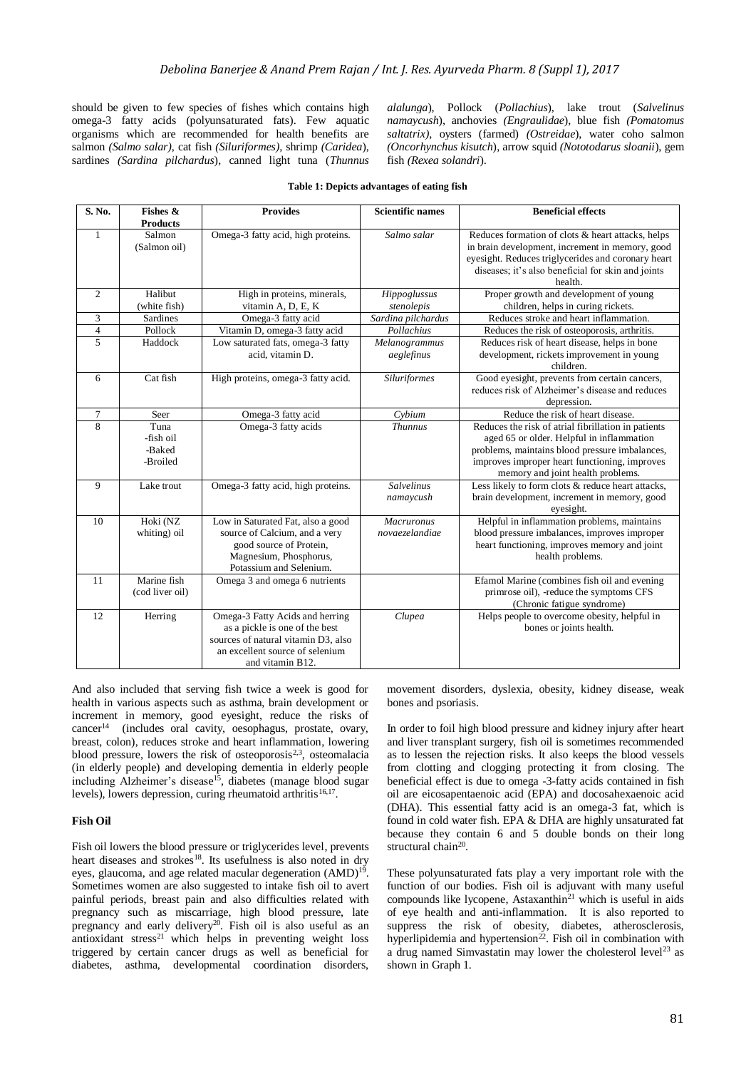should be given to few species of fishes which contains high omega-3 fatty acids (polyunsaturated fats). Few aquatic organisms which are recommended for health benefits are salmon *(Salmo salar)*, cat fish *(Siluriformes)*, shrimp *(Caridea*), sardines *(Sardina pilchardus*), canned light tuna (*Thunnus alalunga*), Pollock (*Pollachius*), lake trout (*Salvelinus namaycush*), anchovies *(Engraulidae*), blue fish *(Pomatomus saltatrix)*, oysters (farmed) *(Ostreidae*), water coho salmon *(Oncorhynchus kisutch*), arrow squid *(Nototodarus sloanii*), gem fish *(Rexea solandri*).

**Table 1: Depicts advantages of eating fish**

| S. No. | Fishes & Products | Provides | Scientific names | Beneficial effects |
|---|---|---|---|---|
| 1 | Salmon (Salmon oil) | Omega-3 fatty acid, high proteins. | *Salmo salar* | Reduces formation of clots & heart attacks, helps in brain development, increment in memory, good eyesight. Reduces triglycerides and coronary heart diseases; it's also beneficial for skin and joints health. |
| 2 | Halibut (white fish) | High in proteins, minerals, vitamin A, D, E, K | *Hippoglussus stenolepis* | Proper growth and development of young children, helps in curing rickets. |
| 3 | Sardines | Omega-3 fatty acid | *Sardina pilchardus* | Reduces stroke and heart inflammation. |
| 4 | Pollock | Vitamin D, omega-3 fatty acid | *Pollachius* | Reduces the risk of osteoporosis, arthritis. |
| 5 | Haddock | Low saturated fats, omega-3 fatty acid, vitamin D. | *Melanogrammus aeglefinus* | Reduces risk of heart disease, helps in bone development, rickets improvement in young children. |
| 6 | Cat fish | High proteins, omega-3 fatty acid. | *Siluriformes* | Good eyesight, prevents from certain cancers, reduces risk of Alzheimer's disease and reduces depression. |
| 7 | Seer | Omega-3 fatty acid | *Cybium* | Reduce the risk of heart disease. |
| 8 | Tuna -fish oil -Baked -Broiled | Omega-3 fatty acids | *Thunnus* | Reduces the risk of atrial fibrillation in patients aged 65 or older. Helpful in inflammation problems, maintains blood pressure imbalances, improves improper heart functioning, improves memory and joint health problems. |
| 9 | Lake trout | Omega-3 fatty acid, high proteins. | *Salvelinus namaycush* | Less likely to form clots & reduce heart attacks, brain development, increment in memory, good eyesight. |
| 10 | Hoki (NZ whiting) oil | Low in Saturated Fat, also a good source of Calcium, and a very good source of Protein, Magnesium, Phosphorus, Potassium and Selenium. | *Macruronus novaezelandiae* | Helpful in inflammation problems, maintains blood pressure imbalances, improves improper heart functioning, improves memory and joint health problems. |
| 11 | Marine fish (cod liver oil) | Omega 3 and omega 6 nutrients | | Efamol Marine (combines fish oil and evening primrose oil), -reduce the symptoms CFS (Chronic fatigue syndrome) |
| 12 | Herring | Omega-3 Fatty Acids and herring as a pickle is one of the best sources of natural vitamin D3, also an excellent source of selenium and vitamin B12. | *Clupea* | Helps people to overcome obesity, helpful in bones or joints health. |

And also included that serving fish twice a week is good for health in various aspects such as asthma, brain development or increment in memory, good eyesight, reduce the risks of cancer[14] (includes oral cavity, oesophagus, prostate, ovary, breast, colon), reduces stroke and heart inflammation, lowering blood pressure, lowers the risk of osteoporosis[2,3], osteomalacia (in elderly people) and developing dementia in elderly people including Alzheimer's disease[15], diabetes (manage blood sugar levels), lowers depression, curing rheumatoid arthritis[16,17].

## Fish Oil

Fish oil lowers the blood pressure or triglycerides level, prevents heart diseases and strokes[18]. Its usefulness is also noted in dry eyes, glaucoma, and age related macular degeneration (AMD)[19]. Sometimes women are also suggested to intake fish oil to avert painful periods, breast pain and also difficulties related with pregnancy such as miscarriage, high blood pressure, late pregnancy and early delivery[20]. Fish oil is also useful as an antioxidant stress[21] which helps in preventing weight loss triggered by certain cancer drugs as well as beneficial for diabetes, asthma, developmental coordination disorders, movement disorders, dyslexia, obesity, kidney disease, weak bones and psoriasis.

In order to foil high blood pressure and kidney injury after heart and liver transplant surgery, fish oil is sometimes recommended as to lessen the rejection risks. It also keeps the blood vessels from clotting and clogging protecting it from closing. The beneficial effect is due to omega -3-fatty acids contained in fish oil are eicosapentaenoic acid (EPA) and docosahexaenoic acid (DHA). This essential fatty acid is an omega-3 fat, which is found in cold water fish. EPA & DHA are highly unsaturated fat because they contain 6 and 5 double bonds on their long structural chain[20].

These polyunsaturated fats play a very important role with the function of our bodies. Fish oil is adjuvant with many useful compounds like lycopene, Astaxanthin[21] which is useful in aids of eye health and anti-inflammation. It is also reported to suppress the risk of obesity, diabetes, atherosclerosis, hyperlipidemia and hypertension[22]. Fish oil in combination with a drug named Simvastatin may lower the cholesterol level[23] as shown in Graph 1.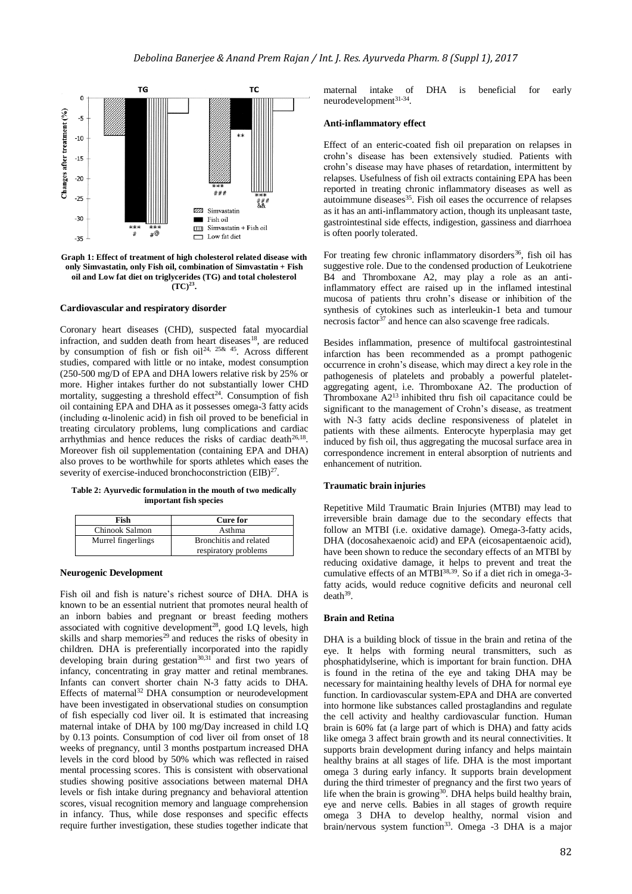TG

TC

Changes after treatment (%)

0

-5

-10

-15

-20

-25

-30

-35

**

***
###

***
###
&&

***
#

***
#@

Simvastatin

Fish oil

Simvastatin + Fish oil

Low fat diet

**Graph 1: Effect of treatment of high cholesterol related disease with only Simvastatin, only Fish oil, combination of Simvastatin + Fish oil and Low fat diet on triglycerides (TG) and total cholesterol (TC)[23].**

#### Cardiovascular and respiratory disorder

Coronary heart diseases (CHD), suspected fatal myocardial infraction, and sudden death from heart diseases[18], are reduced by consumption of fish or fish oil[24, 25& 45]. Across different studies, compared with little or no intake, modest consumption (250-500 mg/D of EPA and DHA lowers relative risk by 25% or more. Higher intakes further do not substantially lower CHD mortality, suggesting a threshold effect[24]. Consumption of fish oil containing EPA and DHA as it possesses omega-3 fatty acids (including α-linolenic acid) in fish oil proved to be beneficial in treating circulatory problems, lung complications and cardiac arrhythmias and hence reduces the risks of cardiac death[26,18]. Moreover fish oil supplementation (containing EPA and DHA) also proves to be worthwhile for sports athletes which eases the severity of exercise-induced bronchoconstriction (EIB)[27].

**Table 2: Ayurvedic formulation in the mouth of two medically important fish species**

| Fish | Cure for |
|---|---|
| Chinook Salmon | Asthma |
| Murrel fingerlings | Bronchitis and related respiratory problems |

#### Neurogenic Development

Fish oil and fish is nature's richest source of DHA. DHA is known to be an essential nutrient that promotes neural health of an inborn babies and pregnant or breast feeding mothers associated with cognitive development[28], good I.Q levels, high skills and sharp memories[29] and reduces the risks of obesity in children. DHA is preferentially incorporated into the rapidly developing brain during gestation[30,31] and first two years of infancy, concentrating in gray matter and retinal membranes. Infants can convert shorter chain N-3 fatty acids to DHA. Effects of maternal[32] DHA consumption or neurodevelopment have been investigated in observational studies on consumption of fish especially cod liver oil. It is estimated that increasing maternal intake of DHA by 100 mg/Day increased in child I.Q by 0.13 points. Consumption of cod liver oil from onset of 18 weeks of pregnancy, until 3 months postpartum increased DHA levels in the cord blood by 50% which was reflected in raised mental processing scores. This is consistent with observational studies showing positive associations between maternal DHA levels or fish intake during pregnancy and behavioral attention scores, visual recognition memory and language comprehension in infancy. Thus, while dose responses and specific effects require further investigation, these studies together indicate that maternal intake of DHA is beneficial for early neurodevelopment[31-34].

#### Anti-inflammatory effect

Effect of an enteric-coated fish oil preparation on relapses in crohn's disease has been extensively studied. Patients with crohn's disease may have phases of retardation, intermittent by relapses. Usefulness of fish oil extracts containing EPA has been reported in treating chronic inflammatory diseases as well as autoimmune diseases[35]. Fish oil eases the occurrence of relapses as it has an anti-inflammatory action, though its unpleasant taste, gastrointestinal side effects, indigestion, gassiness and diarrhoea is often poorly tolerated.

For treating few chronic inflammatory disorders[36], fish oil has suggestive role. Due to the condensed production of Leukotriene B4 and Thromboxane A2, may play a role as an anti-inflammatory effect are raised up in the inflamed intestinal mucosa of patients thru crohn's disease or inhibition of the synthesis of cytokines such as interleukin-1 beta and tumour necrosis factor[37] and hence can also scavenge free radicals.

Besides inflammation, presence of multifocal gastrointestinal infarction has been recommended as a prompt pathogenic occurrence in crohn's disease, which may direct a key role in the pathogenesis of platelets and probably a powerful platelet-aggregating agent, i.e. Thromboxane A2. The production of Thromboxane A2[13] inhibited thru fish oil capacitance could be significant to the management of Crohn's disease, as treatment with N-3 fatty acids decline responsiveness of platelet in patients with these ailments. Enterocyte hyperplasia may get induced by fish oil, thus aggregating the mucosal surface area in correspondence increment in enteral absorption of nutrients and enhancement of nutrition.

#### Traumatic brain injuries

Repetitive Mild Traumatic Brain Injuries (MTBI) may lead to irreversible brain damage due to the secondary effects that follow an MTBI (i.e. oxidative damage). Omega-3-fatty acids, DHA (docosahexaenoic acid) and EPA (eicosapentaenoic acid), have been shown to reduce the secondary effects of an MTBI by reducing oxidative damage, it helps to prevent and treat the cumulative effects of an MTBI[38,39]. So if a diet rich in omega-3-fatty acids, would reduce cognitive deficits and neuronal cell death[39].

#### Brain and Retina

DHA is a building block of tissue in the brain and retina of the eye. It helps with forming neural transmitters, such as phosphatidylserine, which is important for brain function. DHA is found in the retina of the eye and taking DHA may be necessary for maintaining healthy levels of DHA for normal eye function. In cardiovascular system-EPA and DHA are converted into hormone like substances called prostaglandins and regulate the cell activity and healthy cardiovascular function. Human brain is 60% fat (a large part of which is DHA) and fatty acids like omega 3 affect brain growth and its neural connectivities. It supports brain development during infancy and helps maintain healthy brains at all stages of life. DHA is the most important omega 3 during early infancy. It supports brain development during the third trimester of pregnancy and the first two years of life when the brain is growing[30]. DHA helps build healthy brain, eye and nerve cells. Babies in all stages of growth require omega 3 DHA to develop healthy, normal vision and brain/nervous system function[33]. Omega -3 DHA is a major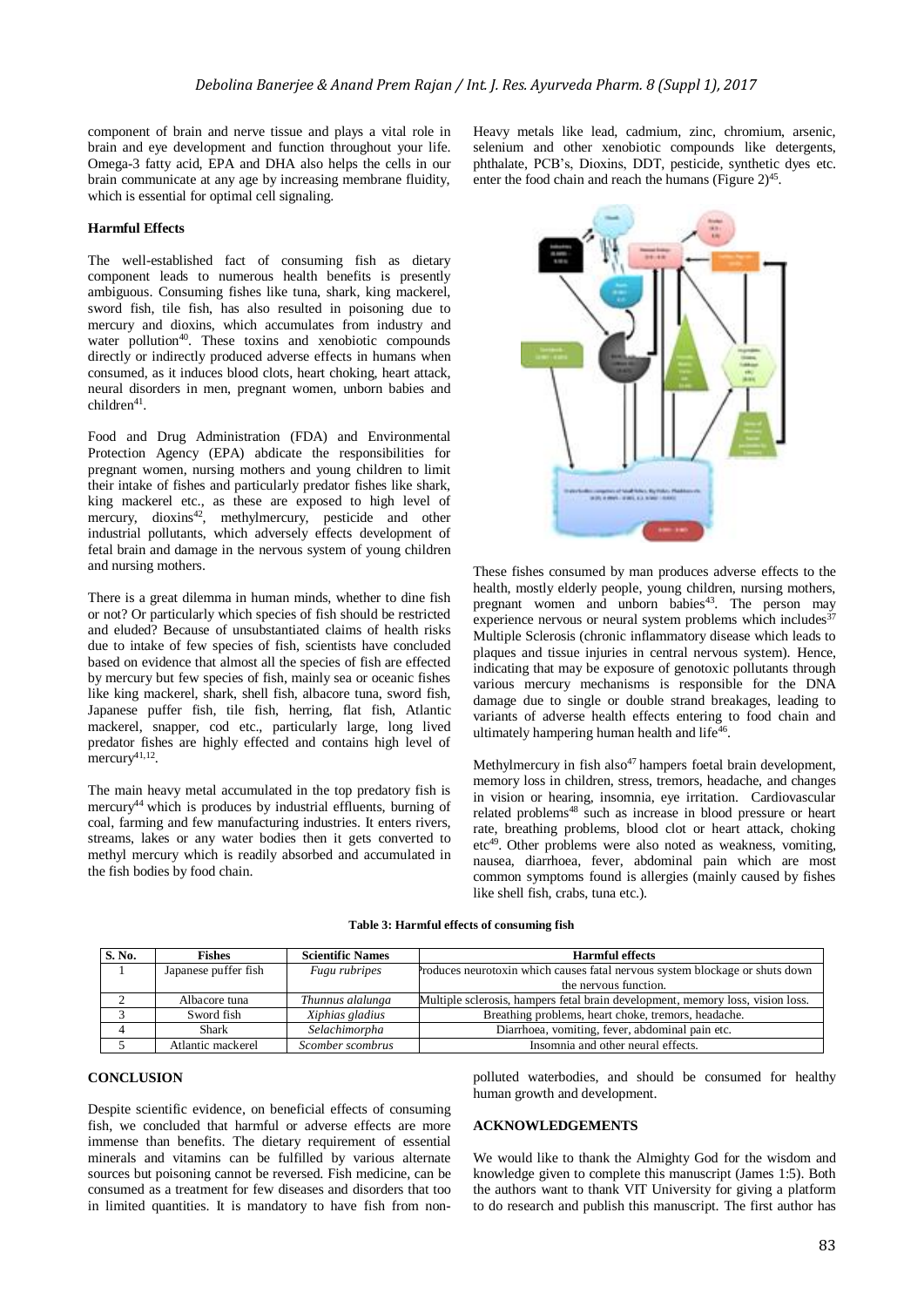component of brain and nerve tissue and plays a vital role in brain and eye development and function throughout your life. Omega-3 fatty acid, EPA and DHA also helps the cells in our brain communicate at any age by increasing membrane fluidity, which is essential for optimal cell signaling.

### Harmful Effects

The well-established fact of consuming fish as dietary component leads to numerous health benefits is presently ambiguous. Consuming fishes like tuna, shark, king mackerel, sword fish, tile fish, has also resulted in poisoning due to mercury and dioxins, which accumulates from industry and water pollution[40]. These toxins and xenobiotic compounds directly or indirectly produced adverse effects in humans when consumed, as it induces blood clots, heart choking, heart attack, neural disorders in men, pregnant women, unborn babies and children[41].

Food and Drug Administration (FDA) and Environmental Protection Agency (EPA) abdicate the responsibilities for pregnant women, nursing mothers and young children to limit their intake of fishes and particularly predator fishes like shark, king mackerel etc., as these are exposed to high level of mercury, dioxins[42], methylmercury, pesticide and other industrial pollutants, which adversely effects development of fetal brain and damage in the nervous system of young children and nursing mothers.

There is a great dilemma in human minds, whether to dine fish or not? Or particularly which species of fish should be restricted and eluded? Because of unsubstantiated claims of health risks due to intake of few species of fish, scientists have concluded based on evidence that almost all the species of fish are effected by mercury but few species of fish, mainly sea or oceanic fishes like king mackerel, shark, shell fish, albacore tuna, sword fish, Japanese puffer fish, tile fish, herring, flat fish, Atlantic mackerel, snapper, cod etc., particularly large, long lived predator fishes are highly effected and contains high level of mercury[41,12].

The main heavy metal accumulated in the top predatory fish is mercury[44] which is produces by industrial effluents, burning of coal, farming and few manufacturing industries. It enters rivers, streams, lakes or any water bodies then it gets converted to methyl mercury which is readily absorbed and accumulated in the fish bodies by food chain.

Heavy metals like lead, cadmium, zinc, chromium, arsenic, selenium and other xenobiotic compounds like detergents, phthalate, PCB's, Dioxins, DDT, pesticide, synthetic dyes etc. enter the food chain and reach the humans (Figure 2)[45].

These fishes consumed by man produces adverse effects to the health, mostly elderly people, young children, nursing mothers, pregnant women and unborn babies[43]. The person may experience nervous or neural system problems which includes[37] Multiple Sclerosis (chronic inflammatory disease which leads to plaques and tissue injuries in central nervous system). Hence, indicating that may be exposure of genotoxic pollutants through various mercury mechanisms is responsible for the DNA damage due to single or double strand breakages, leading to variants of adverse health effects entering to food chain and ultimately hampering human health and life[46].

Methylmercury in fish also[47] hampers foetal brain development, memory loss in children, stress, tremors, headache, and changes in vision or hearing, insomnia, eye irritation. Cardiovascular related problems[48] such as increase in blood pressure or heart rate, breathing problems, blood clot or heart attack, choking etc[49]. Other problems were also noted as weakness, vomiting, nausea, diarrhoea, fever, abdominal pain which are most common symptoms found is allergies (mainly caused by fishes like shell fish, crabs, tuna etc.).

**Table 3: Harmful effects of consuming fish**

| S. No. | Fishes | Scientific Names | Harmful effects |
|---|---|---|---|
| 1 | Japanese puffer fish | *Fugu rubripes* | Produces neurotoxin which causes fatal nervous system blockage or shuts down the nervous function. |
| 2 | Albacore tuna | *Thunnus alalunga* | Multiple sclerosis, hampers fetal brain development, memory loss, vision loss. |
| 3 | Sword fish | *Xiphias gladius* | Breathing problems, heart choke, tremors, headache. |
| 4 | Shark | *Selachimorpha* | Diarrhoea, vomiting, fever, abdominal pain etc. |
| 5 | Atlantic mackerel | *Scomber scombrus* | Insomnia and other neural effects. |

## CONCLUSION

Despite scientific evidence, on beneficial effects of consuming fish, we concluded that harmful or adverse effects are more immense than benefits. The dietary requirement of essential minerals and vitamins can be fulfilled by various alternate sources but poisoning cannot be reversed. Fish medicine, can be consumed as a treatment for few diseases and disorders that too in limited quantities. It is mandatory to have fish from non-polluted waterbodies, and should be consumed for healthy human growth and development.

## ACKNOWLEDGEMENTS

We would like to thank the Almighty God for the wisdom and knowledge given to complete this manuscript (James 1:5). Both the authors want to thank VIT University for giving a platform to do research and publish this manuscript. The first author has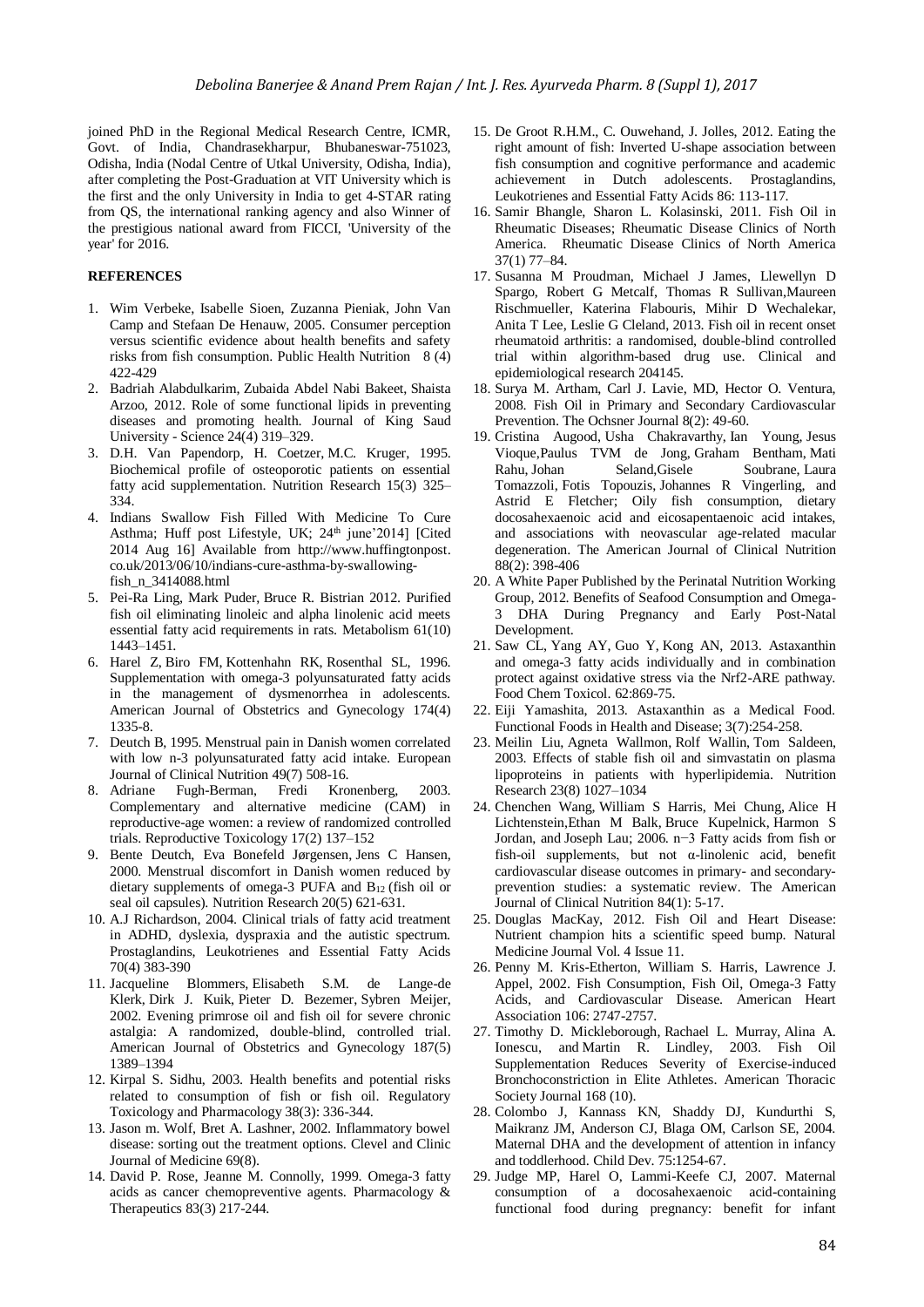joined PhD in the Regional Medical Research Centre, ICMR, Govt. of India, Chandrasekharpur, Bhubaneswar-751023, Odisha, India (Nodal Centre of Utkal University, Odisha, India), after completing the Post-Graduation at VIT University which is the first and the only University in India to get 4-STAR rating from QS, the international ranking agency and also Winner of the prestigious national award from FICCI, 'University of the year' for 2016.

## REFERENCES

1. Wim Verbeke, Isabelle Sioen, Zuzanna Pieniak, John Van Camp and Stefaan De Henauw, 2005. Consumer perception versus scientific evidence about health benefits and safety risks from fish consumption. Public Health Nutrition 8 (4) 422-429
2. Badriah Alabdulkarim, Zubaida Abdel Nabi Bakeet, Shaista Arzoo, 2012. Role of some functional lipids in preventing diseases and promoting health. Journal of King Saud University - Science 24(4) 319–329.
3. D.H. Van Papendorp, H. Coetzer, M.C. Kruger, 1995. Biochemical profile of osteoporotic patients on essential fatty acid supplementation. Nutrition Research 15(3) 325–334.
4. Indians Swallow Fish Filled With Medicine To Cure Asthma; Huff post Lifestyle, UK; 24th june'2014] [Cited 2014 Aug 16] Available from http://www.huffingtonpost.co.uk/2013/06/10/indians-cure-asthma-by-swallowing-fish_n_3414088.html
5. Pei-Ra Ling, Mark Puder, Bruce R. Bistrian 2012. Purified fish oil eliminating linoleic and alpha linolenic acid meets essential fatty acid requirements in rats. Metabolism 61(10) 1443–1451.
6. Harel Z, Biro FM, Kottenhahn RK, Rosenthal SL, 1996. Supplementation with omega-3 polyunsaturated fatty acids in the management of dysmenorrhea in adolescents. American Journal of Obstetrics and Gynecology 174(4) 1335-8.
7. Deutch B, 1995. Menstrual pain in Danish women correlated with low n-3 polyunsaturated fatty acid intake. European Journal of Clinical Nutrition 49(7) 508-16.
8. Adriane Fugh-Berman, Fredi Kronenberg, 2003. Complementary and alternative medicine (CAM) in reproductive-age women: a review of randomized controlled trials. Reproductive Toxicology 17(2) 137–152
9. Bente Deutch, Eva Bonefeld Jørgensen, Jens C Hansen, 2000. Menstrual discomfort in Danish women reduced by dietary supplements of omega-3 PUFA and $B_{12}$ (fish oil or seal oil capsules). Nutrition Research 20(5) 621-631.
10. A.J Richardson, 2004. Clinical trials of fatty acid treatment in ADHD, dyslexia, dyspraxia and the autistic spectrum. Prostaglandins, Leukotrienes and Essential Fatty Acids 70(4) 383-390
11. Jacqueline Blommers, Elisabeth S.M. de Lange-de Klerk, Dirk J. Kuik, Pieter D. Bezemer, Sybren Meijer, 2002. Evening primrose oil and fish oil for severe chronic astalgia: A randomized, double-blind, controlled trial. American Journal of Obstetrics and Gynecology 187(5) 1389–1394
12. Kirpal S. Sidhu, 2003. Health benefits and potential risks related to consumption of fish or fish oil. Regulatory Toxicology and Pharmacology 38(3): 336-344.
13. Jason m. Wolf, Bret A. Lashner, 2002. Inflammatory bowel disease: sorting out the treatment options. Clevel and Clinic Journal of Medicine 69(8).
14. David P. Rose, Jeanne M. Connolly, 1999. Omega-3 fatty acids as cancer chemopreventive agents. Pharmacology & Therapeutics 83(3) 217-244.
15. De Groot R.H.M., C. Ouwehand, J. Jolles, 2012. Eating the right amount of fish: Inverted U-shape association between fish consumption and cognitive performance and academic achievement in Dutch adolescents. Prostaglandins, Leukotrienes and Essential Fatty Acids 86: 113-117.
16. Samir Bhangle, Sharon L. Kolasinski, 2011. Fish Oil in Rheumatic Diseases; Rheumatic Disease Clinics of North America. Rheumatic Disease Clinics of North America 37(1) 77–84.
17. Susanna M Proudman, Michael J James, Llewellyn D Spargo, Robert G Metcalf, Thomas R Sullivan,Maureen Rischmueller, Katerina Flabouris, Mihir D Wechalekar, Anita T Lee, Leslie G Cleland, 2013. Fish oil in recent onset rheumatoid arthritis: a randomised, double-blind controlled trial within algorithm-based drug use. Clinical and epidemiological research 204145.
18. Surya M. Artham, Carl J. Lavie, MD, Hector O. Ventura, 2008. Fish Oil in Primary and Secondary Cardiovascular Prevention. The Ochsner Journal 8(2): 49-60.
19. Cristina Augood, Usha Chakravarthy, Ian Young, Jesus Vioque,Paulus TVM de Jong, Graham Bentham, Mati Rahu, Johan Seland,Gisele Soubrane, Laura Tomazzoli, Fotis Topouzis, Johannes R Vingerling, and Astrid E Fletcher; Oily fish consumption, dietary docosahexaenoic acid and eicosapentaenoic acid intakes, and associations with neovascular age-related macular degeneration. The American Journal of Clinical Nutrition 88(2): 398-406
20. A White Paper Published by the Perinatal Nutrition Working Group, 2012. Benefits of Seafood Consumption and Omega-3 DHA During Pregnancy and Early Post-Natal Development.
21. Saw CL, Yang AY, Guo Y, Kong AN, 2013. Astaxanthin and omega-3 fatty acids individually and in combination protect against oxidative stress via the Nrf2-ARE pathway. Food Chem Toxicol. 62:869-75.
22. Eiji Yamashita, 2013. Astaxanthin as a Medical Food. Functional Foods in Health and Disease; 3(7):254-258.
23. Meilin Liu, Agneta Wallmon, Rolf Wallin, Tom Saldeen, 2003. Effects of stable fish oil and simvastatin on plasma lipoproteins in patients with hyperlipidemia. Nutrition Research 23(8) 1027–1034
24. Chenchen Wang, William S Harris, Mei Chung, Alice H Lichtenstein,Ethan M Balk, Bruce Kupelnick, Harmon S Jordan, and Joseph Lau; 2006. n−3 Fatty acids from fish or fish-oil supplements, but not α-linolenic acid, benefit cardiovascular disease outcomes in primary- and secondary-prevention studies: a systematic review. The American Journal of Clinical Nutrition 84(1): 5-17.
25. Douglas MacKay, 2012. Fish Oil and Heart Disease: Nutrient champion hits a scientific speed bump. Natural Medicine Journal Vol. 4 Issue 11.
26. Penny M. Kris-Etherton, William S. Harris, Lawrence J. Appel, 2002. Fish Consumption, Fish Oil, Omega-3 Fatty Acids, and Cardiovascular Disease. American Heart Association 106: 2747-2757.
27. Timothy D. Mickleborough, Rachael L. Murray, Alina A. Ionescu, and Martin R. Lindley, 2003. Fish Oil Supplementation Reduces Severity of Exercise-induced Bronchoconstriction in Elite Athletes. American Thoracic Society Journal 168 (10).
28. Colombo J, Kannass KN, Shaddy DJ, Kundurthi S, Maikranz JM, Anderson CJ, Blaga OM, Carlson SE, 2004. Maternal DHA and the development of attention in infancy and toddlerhood. Child Dev. 75:1254-67.
29. Judge MP, Harel O, Lammi-Keefe CJ, 2007. Maternal consumption of a docosahexaenoic acid-containing functional food during pregnancy: benefit for infant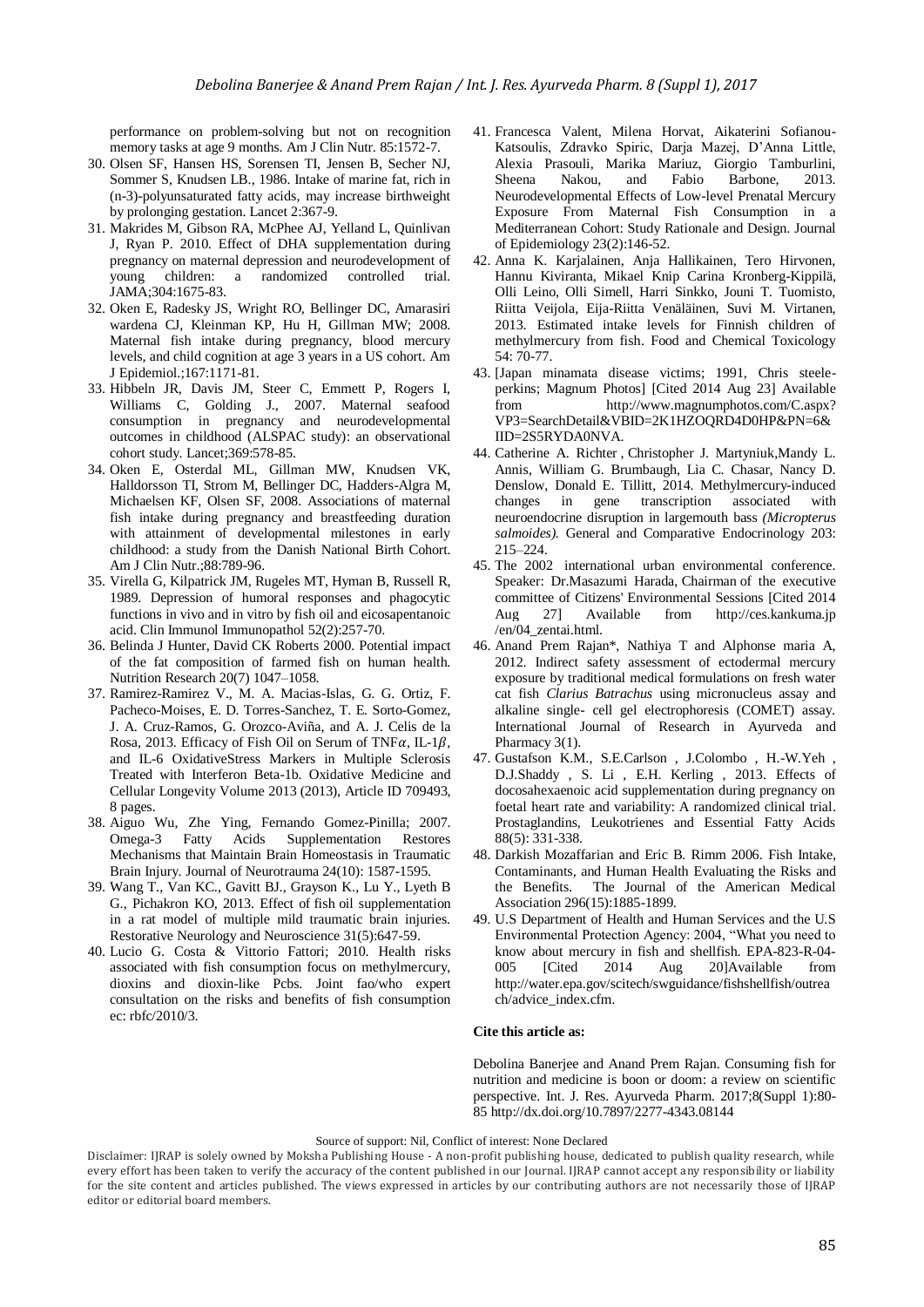performance on problem-solving but not on recognition memory tasks at age 9 months. Am J Clin Nutr. 85:1572-7.

30. Olsen SF, Hansen HS, Sorensen TI, Jensen B, Secher NJ, Sommer S, Knudsen LB., 1986. Intake of marine fat, rich in (n-3)-polyunsaturated fatty acids, may increase birthweight by prolonging gestation. Lancet 2:367-9.
31. Makrides M, Gibson RA, McPhee AJ, Yelland L, Quinlivan J, Ryan P. 2010. Effect of DHA supplementation during pregnancy on maternal depression and neurodevelopment of young children: a randomized controlled trial. JAMA;304:1675-83.
32. Oken E, Radesky JS, Wright RO, Bellinger DC, Amarasiri wardena CJ, Kleinman KP, Hu H, Gillman MW; 2008. Maternal fish intake during pregnancy, blood mercury levels, and child cognition at age 3 years in a US cohort. Am J Epidemiol.;167:1171-81.
33. Hibbeln JR, Davis JM, Steer C, Emmett P, Rogers I, Williams C, Golding J., 2007. Maternal seafood consumption in pregnancy and neurodevelopmental outcomes in childhood (ALSPAC study): an observational cohort study. Lancet;369:578-85.
34. Oken E, Osterdal ML, Gillman MW, Knudsen VK, Halldorsson TI, Strom M, Bellinger DC, Hadders-Algra M, Michaelsen KF, Olsen SF, 2008. Associations of maternal fish intake during pregnancy and breastfeeding duration with attainment of developmental milestones in early childhood: a study from the Danish National Birth Cohort. Am J Clin Nutr.;88:789-96.
35. Virella G, Kilpatrick JM, Rugeles MT, Hyman B, Russell R, 1989. Depression of humoral responses and phagocytic functions in vivo and in vitro by fish oil and eicosapentanoic acid. Clin Immunol Immunopathol 52(2):257-70.
36. Belinda J Hunter, David CK Roberts 2000. Potential impact of the fat composition of farmed fish on human health. Nutrition Research 20(7) 1047–1058.
37. Ramirez-Ramirez V., M. A. Macias-Islas, G. G. Ortiz, F. Pacheco-Moises, E. D. Torres-Sanchez, T. E. Sorto-Gomez, J. A. Cruz-Ramos, G. Orozco-Aviña, and A. J. Celis de la Rosa, 2013. Efficacy of Fish Oil on Serum of TNF$\alpha$, IL-1$\beta$, and IL-6 OxidativeStress Markers in Multiple Sclerosis Treated with Interferon Beta-1b. Oxidative Medicine and Cellular Longevity Volume 2013 (2013), Article ID 709493, 8 pages.
38. Aiguo Wu, Zhe Ying, Fernando Gomez-Pinilla; 2007. Omega-3 Fatty Acids Supplementation Restores Mechanisms that Maintain Brain Homeostasis in Traumatic Brain Injury. Journal of Neurotrauma 24(10): 1587-1595.
39. Wang T., Van KC., Gavitt BJ., Grayson K., Lu Y., Lyeth B G., Pichakron KO, 2013. Effect of fish oil supplementation in a rat model of multiple mild traumatic brain injuries. Restorative Neurology and Neuroscience 31(5):647-59.
40. Lucio G. Costa & Vittorio Fattori; 2010. Health risks associated with fish consumption focus on methylmercury, dioxins and dioxin-like Pcbs. Joint fao/who expert consultation on the risks and benefits of fish consumption ec: rbfc/2010/3.
41. Francesca Valent, Milena Horvat, Aikaterini Sofianou-Katsoulis, Zdravko Spiric, Darja Mazej, D'Anna Little, Alexia Prasouli, Marika Mariuz, Giorgio Tamburlini, Sheena Nakou, and Fabio Barbone, 2013. Neurodevelopmental Effects of Low-level Prenatal Mercury Exposure From Maternal Fish Consumption in a Mediterranean Cohort: Study Rationale and Design. Journal of Epidemiology 23(2):146-52.
42. Anna K. Karjalainen, Anja Hallikainen, Tero Hirvonen, Hannu Kiviranta, Mikael Knip Carina Kronberg-Kippilä, Olli Leino, Olli Simell, Harri Sinkko, Jouni T. Tuomisto, Riitta Veijola, Eija-Riitta Venäläinen, Suvi M. Virtanen, 2013. Estimated intake levels for Finnish children of methylmercury from fish. Food and Chemical Toxicology 54: 70-77.
43. [Japan minamata disease victims; 1991, Chris steele-perkins; Magnum Photos] [Cited 2014 Aug 23] Available from http://www.magnumphotos.com/C.aspx?VP3=SearchDetail&VBID=2K1HZOQRD4D0HP&PN=6&IID=2S5RYDA0NVA.
44. Catherine A. Richter , Christopher J. Martyniuk,Mandy L. Annis, William G. Brumbaugh, Lia C. Chasar, Nancy D. Denslow, Donald E. Tillitt, 2014. Methylmercury-induced changes in gene transcription associated with neuroendocrine disruption in largemouth bass *(Micropterus salmoides).* General and Comparative Endocrinology 203: 215–224.
45. The 2002 international urban environmental conference. Speaker: Dr.Masazumi Harada, Chairman of the executive committee of Citizens' Environmental Sessions [Cited 2014 Aug 27] Available from http://ces.kankuma.jp/en/04_zentai.html.
46. Anand Prem Rajan*, Nathiya T and Alphonse maria A, 2012. Indirect safety assessment of ectodermal mercury exposure by traditional medical formulations on fresh water cat fish *Clarius Batrachus* using micronucleus assay and alkaline single- cell gel electrophoresis (COMET) assay. International Journal of Research in Ayurveda and Pharmacy 3(1).
47. Gustafson K.M., S.E.Carlson , J.Colombo , H.-W.Yeh , D.J.Shaddy , S. Li , E.H. Kerling , 2013. Effects of docosahexaenoic acid supplementation during pregnancy on foetal heart rate and variability: A randomized clinical trial. Prostaglandins, Leukotrienes and Essential Fatty Acids 88(5): 331-338.
48. Darkish Mozaffarian and Eric B. Rimm 2006. Fish Intake, Contaminants, and Human Health Evaluating the Risks and the Benefits. The Journal of the American Medical Association 296(15):1885-1899.
49. U.S Department of Health and Human Services and the U.S Environmental Protection Agency: 2004, "What you need to know about mercury in fish and shellfish. EPA-823-R-04-005 [Cited 2014 Aug 20]Available from http://water.epa.gov/scitech/swguidance/fishshellfish/outreach/advice_index.cfm.

**Cite this article as:**

Debolina Banerjee and Anand Prem Rajan. Consuming fish for nutrition and medicine is boon or doom: a review on scientific perspective. Int. J. Res. Ayurveda Pharm. 2017;8(Suppl 1):80-85 http://dx.doi.org/10.7897/2277-4343.08144

Source of support: Nil, Conflict of interest: None Declared

Disclaimer: IJRAP is solely owned by Moksha Publishing House - A non-profit publishing house, dedicated to publish quality research, while every effort has been taken to verify the accuracy of the content published in our Journal. IJRAP cannot accept any responsibility or liability for the site content and articles published. The views expressed in articles by our contributing authors are not necessarily those of IJRAP editor or editorial board members.